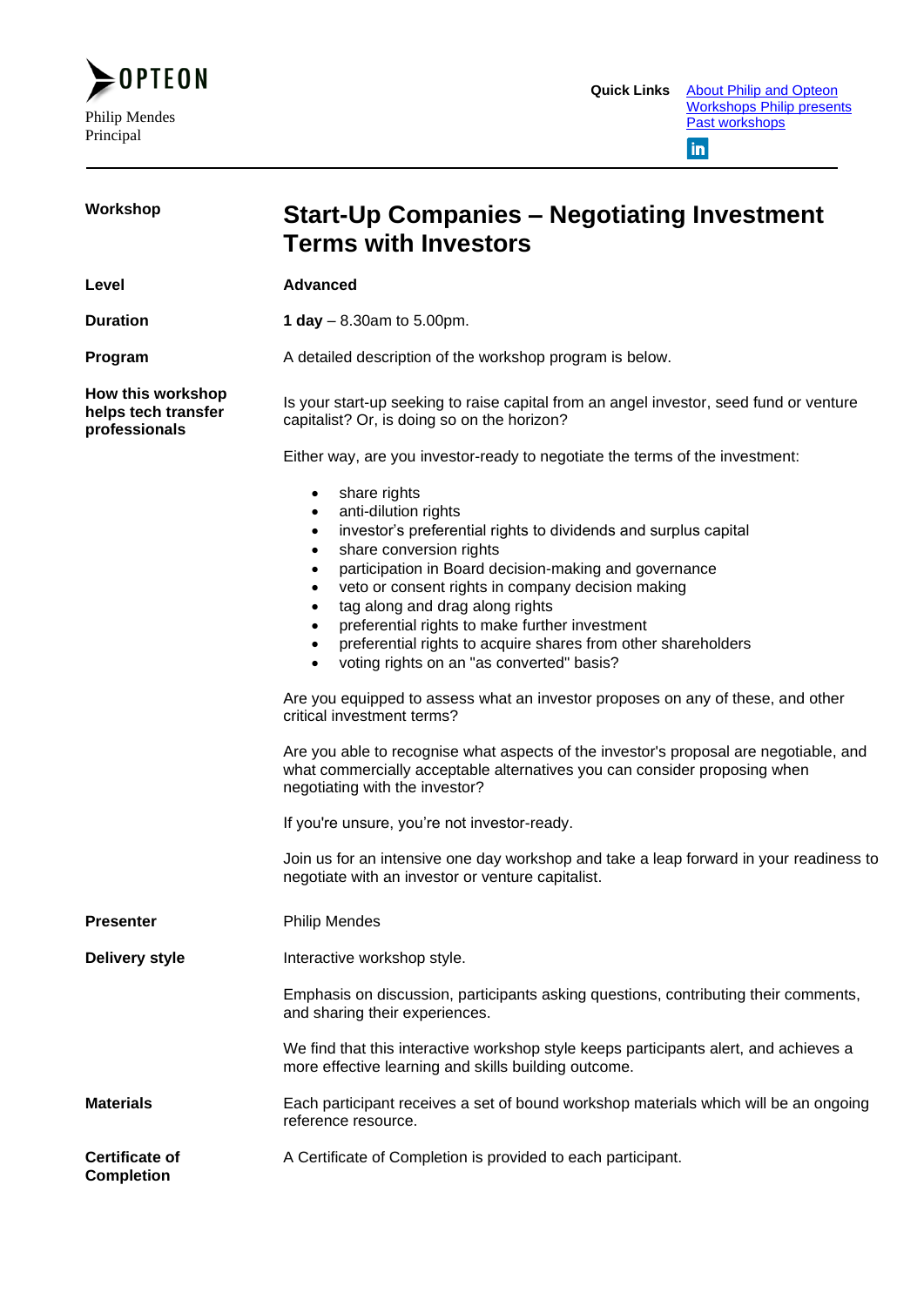OPTEON

Philip Mendes
Principal

**Quick Links** [About Philip and Opteon](#) [Workshops Philip presents](#) [Past workshops](#)

---

**Workshop**

# Start-Up Companies – Negotiating Investment Terms with Investors

**Level**

**Advanced**

**Duration**

**1 day** – 8.30am to 5.00pm.

**Program**

A detailed description of the workshop program is below.

**How this workshop helps tech transfer professionals**

Is your start-up seeking to raise capital from an angel investor, seed fund or venture capitalist? Or, is doing so on the horizon?

Either way, are you investor-ready to negotiate the terms of the investment:

- share rights
- anti-dilution rights
- investor's preferential rights to dividends and surplus capital
- share conversion rights
- participation in Board decision-making and governance
- veto or consent rights in company decision making
- tag along and drag along rights
- preferential rights to make further investment
- preferential rights to acquire shares from other shareholders
- voting rights on an "as converted" basis?

Are you equipped to assess what an investor proposes on any of these, and other critical investment terms?

Are you able to recognise what aspects of the investor's proposal are negotiable, and what commercially acceptable alternatives you can consider proposing when negotiating with the investor?

If you're unsure, you're not investor-ready.

Join us for an intensive one day workshop and take a leap forward in your readiness to negotiate with an investor or venture capitalist.

**Presenter**

Philip Mendes

**Delivery style**

Interactive workshop style.

Emphasis on discussion, participants asking questions, contributing their comments, and sharing their experiences.

We find that this interactive workshop style keeps participants alert, and achieves a more effective learning and skills building outcome.

**Materials**

Each participant receives a set of bound workshop materials which will be an ongoing reference resource.

**Certificate of Completion**

A Certificate of Completion is provided to each participant.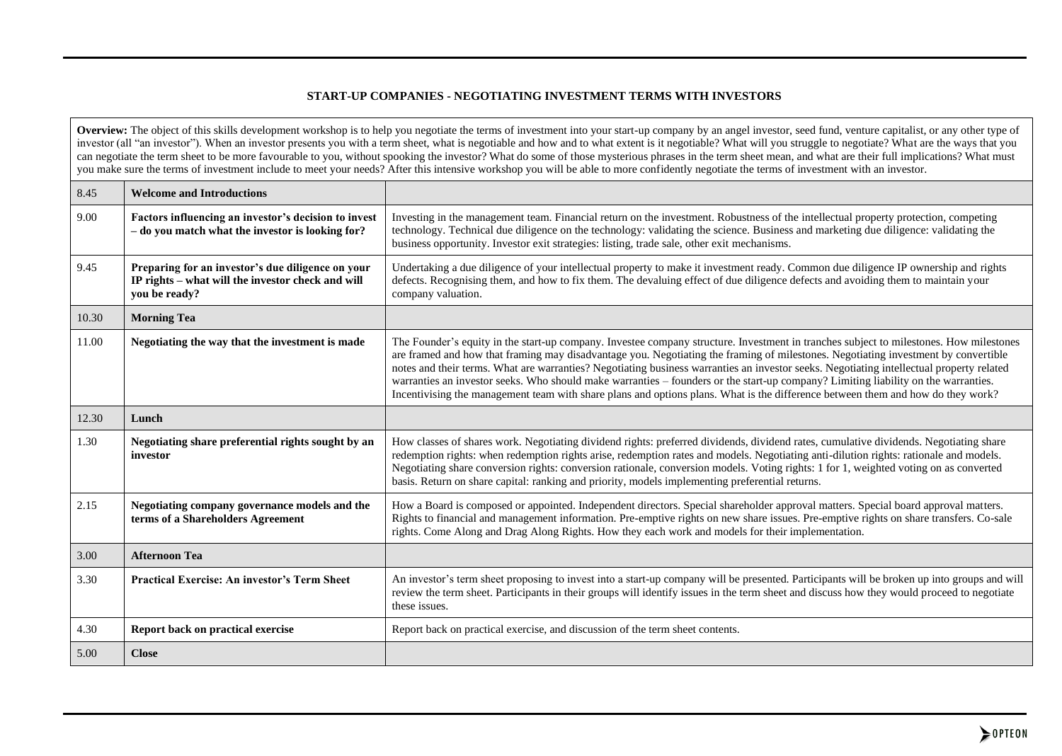# START-UP COMPANIES - NEGOTIATING INVESTMENT TERMS WITH INVESTORS

**Overview:** The object of this skills development workshop is to help you negotiate the terms of investment into your start-up company by an angel investor, seed fund, venture capitalist, or any other type of investor (all "an investor"). When an investor presents you with a term sheet, what is negotiable and how and to what extent is it negotiable? What will you struggle to negotiate? What are the ways that you can negotiate the term sheet to be more favourable to you, without spooking the investor? What do some of those mysterious phrases in the term sheet mean, and what are their full implications? What must you make sure the terms of investment include to meet your needs? After this intensive workshop you will be able to more confidently negotiate the terms of investment with an investor.

| | | |
|---|---|---|
| 8.45 | **Welcome and Introductions** | |
| 9.00 | **Factors influencing an investor's decision to invest – do you match what the investor is looking for?** | Investing in the management team. Financial return on the investment. Robustness of the intellectual property protection, competing technology. Technical due diligence on the technology: validating the science. Business and marketing due diligence: validating the business opportunity. Investor exit strategies: listing, trade sale, other exit mechanisms. |
| 9.45 | **Preparing for an investor's due diligence on your IP rights – what will the investor check and will you be ready?** | Undertaking a due diligence of your intellectual property to make it investment ready. Common due diligence IP ownership and rights defects. Recognising them, and how to fix them. The devaluing effect of due diligence defects and avoiding them to maintain your company valuation. |
| 10.30 | **Morning Tea** | |
| 11.00 | **Negotiating the way that the investment is made** | The Founder's equity in the start-up company. Investee company structure. Investment in tranches subject to milestones. How milestones are framed and how that framing may disadvantage you. Negotiating the framing of milestones. Negotiating investment by convertible notes and their terms. What are warranties? Negotiating business warranties an investor seeks. Negotiating intellectual property related warranties an investor seeks. Who should make warranties – founders or the start-up company? Limiting liability on the warranties. Incentivising the management team with share plans and options plans. What is the difference between them and how do they work? |
| 12.30 | **Lunch** | |
| 1.30 | **Negotiating share preferential rights sought by an investor** | How classes of shares work. Negotiating dividend rights: preferred dividends, dividend rates, cumulative dividends. Negotiating share redemption rights: when redemption rights arise, redemption rates and models. Negotiating anti-dilution rights: rationale and models. Negotiating share conversion rights: conversion rationale, conversion models. Voting rights: 1 for 1, weighted voting on as converted basis. Return on share capital: ranking and priority, models implementing preferential returns. |
| 2.15 | **Negotiating company governance models and the terms of a Shareholders Agreement** | How a Board is composed or appointed. Independent directors. Special shareholder approval matters. Special board approval matters. Rights to financial and management information. Pre-emptive rights on new share issues. Pre-emptive rights on share transfers. Co-sale rights. Come Along and Drag Along Rights. How they each work and models for their implementation. |
| 3.00 | **Afternoon Tea** | |
| 3.30 | **Practical Exercise: An investor's Term Sheet** | An investor's term sheet proposing to invest into a start-up company will be presented. Participants will be broken up into groups and will review the term sheet. Participants in their groups will identify issues in the term sheet and discuss how they would proceed to negotiate these issues. |
| 4.30 | **Report back on practical exercise** | Report back on practical exercise, and discussion of the term sheet contents. |
| 5.00 | **Close** | |